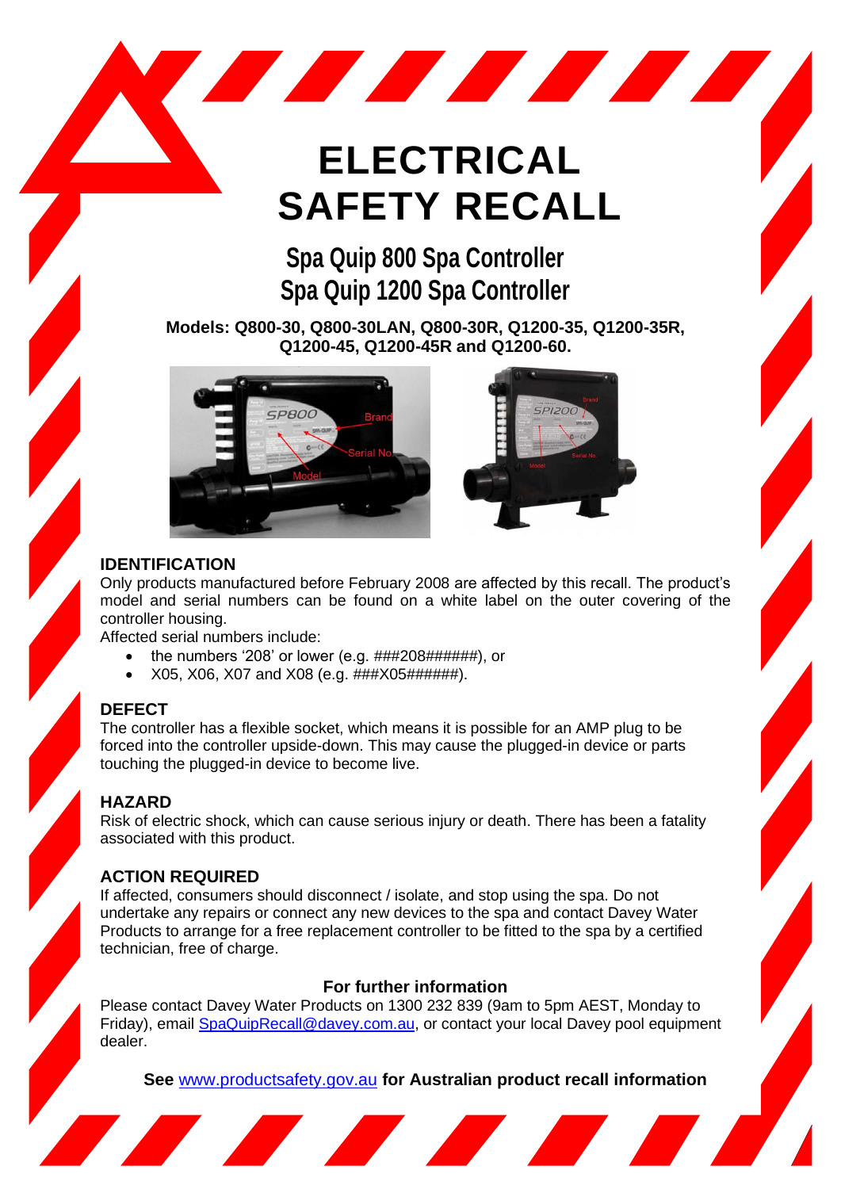# ELECTRICAL SAFETY RECALL

## Spa Quip 800 Spa Controller
## Spa Quip 1200 Spa Controller

**Models: Q800-30, Q800-30LAN, Q800-30R, Q1200-35, Q1200-35R, Q1200-45, Q1200-45R and Q1200-60.**

### IDENTIFICATION

Only products manufactured before February 2008 are affected by this recall. The product's model and serial numbers can be found on a white label on the outer covering of the controller housing.

Affected serial numbers include:

- the numbers '208' or lower (e.g. ###208######), or
- X05, X06, X07 and X08 (e.g. ###X05######).

### DEFECT

The controller has a flexible socket, which means it is possible for an AMP plug to be forced into the controller upside-down. This may cause the plugged-in device or parts touching the plugged-in device to become live.

### HAZARD

Risk of electric shock, which can cause serious injury or death. There has been a fatality associated with this product.

### ACTION REQUIRED

If affected, consumers should disconnect / isolate, and stop using the spa. Do not undertake any repairs or connect any new devices to the spa and contact Davey Water Products to arrange for a free replacement controller to be fitted to the spa by a certified technician, free of charge.

**For further information**

Please contact Davey Water Products on 1300 232 839 (9am to 5pm AEST, Monday to Friday), email SpaQuipRecall@davey.com.au, or contact your local Davey pool equipment dealer.

**See** www.productsafety.gov.au **for Australian product recall information**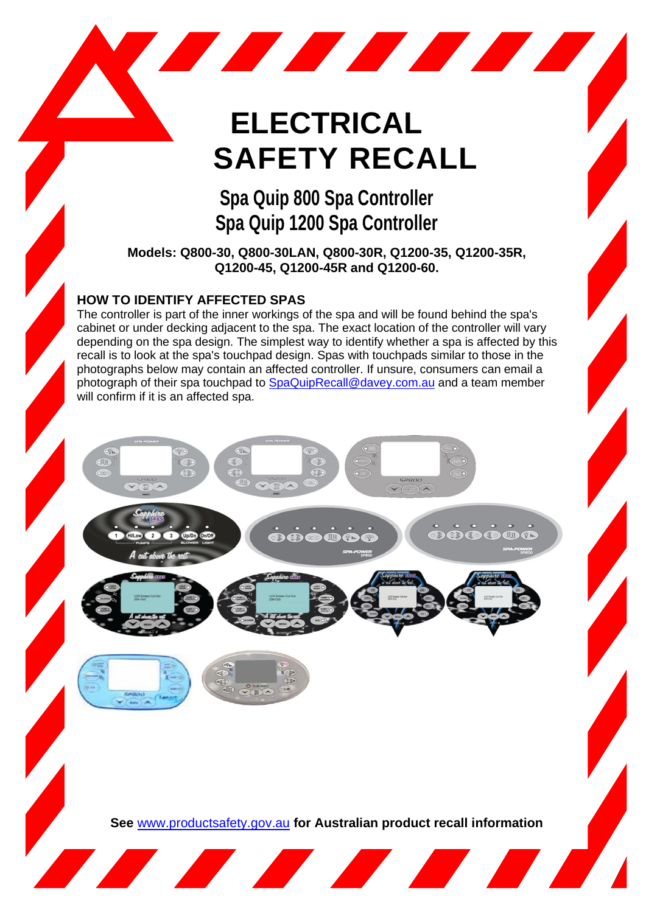# ELECTRICAL SAFETY RECALL

## Spa Quip 800 Spa Controller
## Spa Quip 1200 Spa Controller

**Models: Q800-30, Q800-30LAN, Q800-30R, Q1200-35, Q1200-35R, Q1200-45, Q1200-45R and Q1200-60.**

### HOW TO IDENTIFY AFFECTED SPAS

The controller is part of the inner workings of the spa and will be found behind the spa's cabinet or under decking adjacent to the spa. The exact location of the controller will vary depending on the spa design. The simplest way to identify whether a spa is affected by this recall is to look at the spa's touchpad design. Spas with touchpads similar to those in the photographs below may contain an affected controller. If unsure, consumers can email a photograph of their spa touchpad to SpaQuipRecall@davey.com.au and a team member will confirm if it is an affected spa.

**See www.productsafety.gov.au for Australian product recall information**